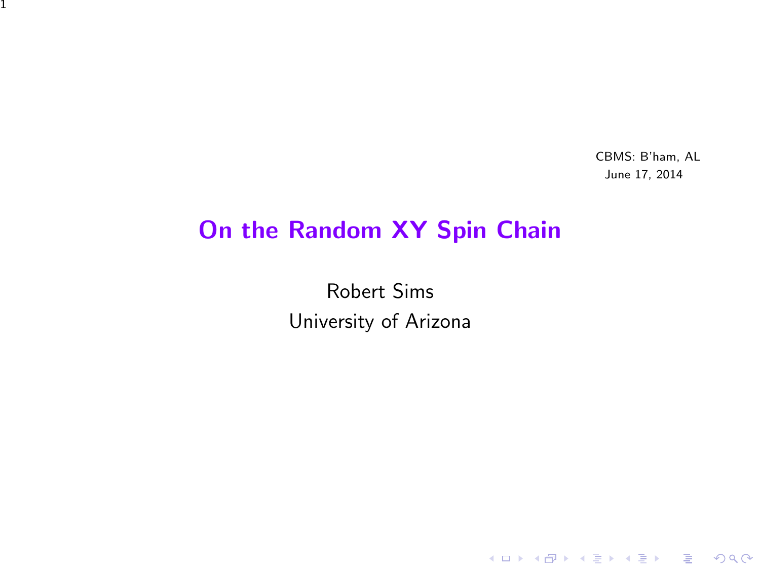CBMS: B'ham, AL
June 17, 2014

# On the Random XY Spin Chain

Robert Sims

University of Arizona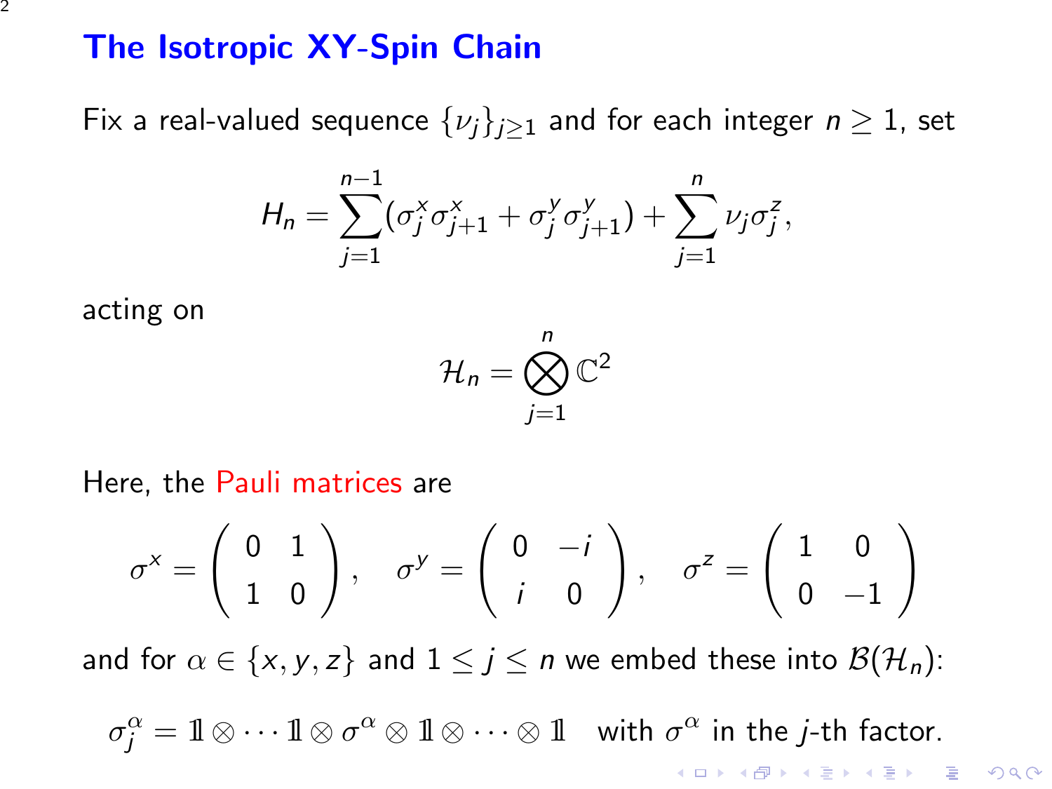# The Isotropic XY-Spin Chain

Fix a real-valued sequence $\{\nu_j\}_{j\geq 1}$ and for each integer $n \geq 1$, set

$$H_n = \sum_{j=1}^{n-1} (\sigma_j^x \sigma_{j+1}^x + \sigma_j^y \sigma_{j+1}^y) + \sum_{j=1}^{n} \nu_j \sigma_j^z,$$

acting on

$$\mathcal{H}_n = \bigotimes_{j=1}^{n} \mathbb{C}^2$$

Here, the Pauli matrices are

$$\sigma^x = \begin{pmatrix} 0 & 1 \\ 1 & 0 \end{pmatrix}, \quad \sigma^y = \begin{pmatrix} 0 & -i \\ i & 0 \end{pmatrix}, \quad \sigma^z = \begin{pmatrix} 1 & 0 \\ 0 & -1 \end{pmatrix}$$

and for $\alpha \in \{x, y, z\}$ and $1 \leq j \leq n$ we embed these into $\mathcal{B}(\mathcal{H}_n)$:

$$\sigma_j^\alpha = 1\!\!1 \otimes \cdots 1\!\!1 \otimes \sigma^\alpha \otimes 1\!\!1 \otimes \cdots \otimes 1\!\!1 \quad \text{with } \sigma^\alpha \text{ in the } j\text{-th factor.}$$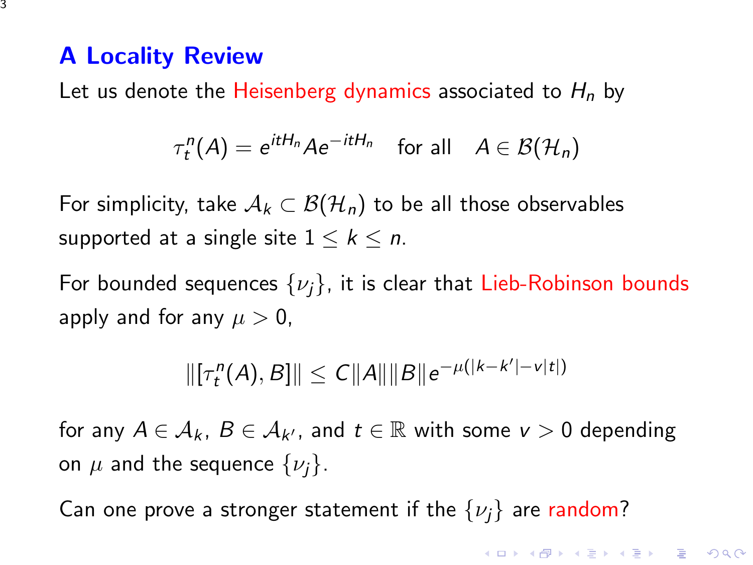## A Locality Review

Let us denote the Heisenberg dynamics associated to $H_n$ by

$$\tau_t^n(A) = e^{itH_n} A e^{-itH_n} \quad \text{for all} \quad A \in \mathcal{B}(\mathcal{H}_n)$$

For simplicity, take $\mathcal{A}_k \subset \mathcal{B}(\mathcal{H}_n)$ to be all those observables supported at a single site $1 \leq k \leq n$.

For bounded sequences $\{\nu_j\}$, it is clear that Lieb-Robinson bounds apply and for any $\mu > 0$,

$$\|[\tau_t^n(A), B]\| \leq C\|A\|\|B\|e^{-\mu(|k-k'|-v|t|)}$$

for any $A \in \mathcal{A}_k$, $B \in \mathcal{A}_{k'}$, and $t \in \mathbb{R}$ with some $v > 0$ depending on $\mu$ and the sequence $\{\nu_j\}$.

Can one prove a stronger statement if the $\{\nu_j\}$ are random?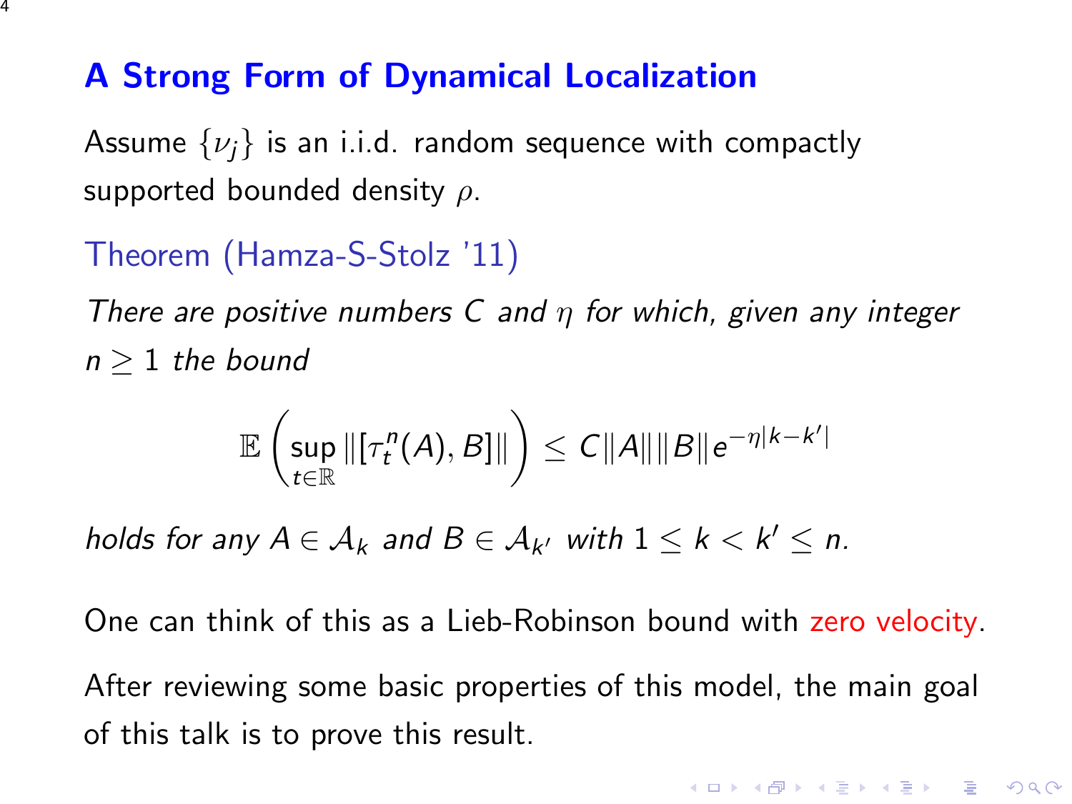# A Strong Form of Dynamical Localization

Assume $\{\nu_j\}$ is an i.i.d. random sequence with compactly supported bounded density $\rho$.

## Theorem (Hamza-S-Stolz '11)

*There are positive numbers $C$ and $\eta$ for which, given any integer $n \geq 1$ the bound*

$$\mathbb{E}\left(\sup_{t \in \mathbb{R}} \|[\tau_t^n(A), B]\|\right) \leq C\|A\|\|B\|e^{-\eta|k-k'|}$$

*holds for any $A \in \mathcal{A}_k$ and $B \in \mathcal{A}_{k'}$ with $1 \leq k < k' \leq n$.*

One can think of this as a Lieb-Robinson bound with zero velocity.

After reviewing some basic properties of this model, the main goal of this talk is to prove this result.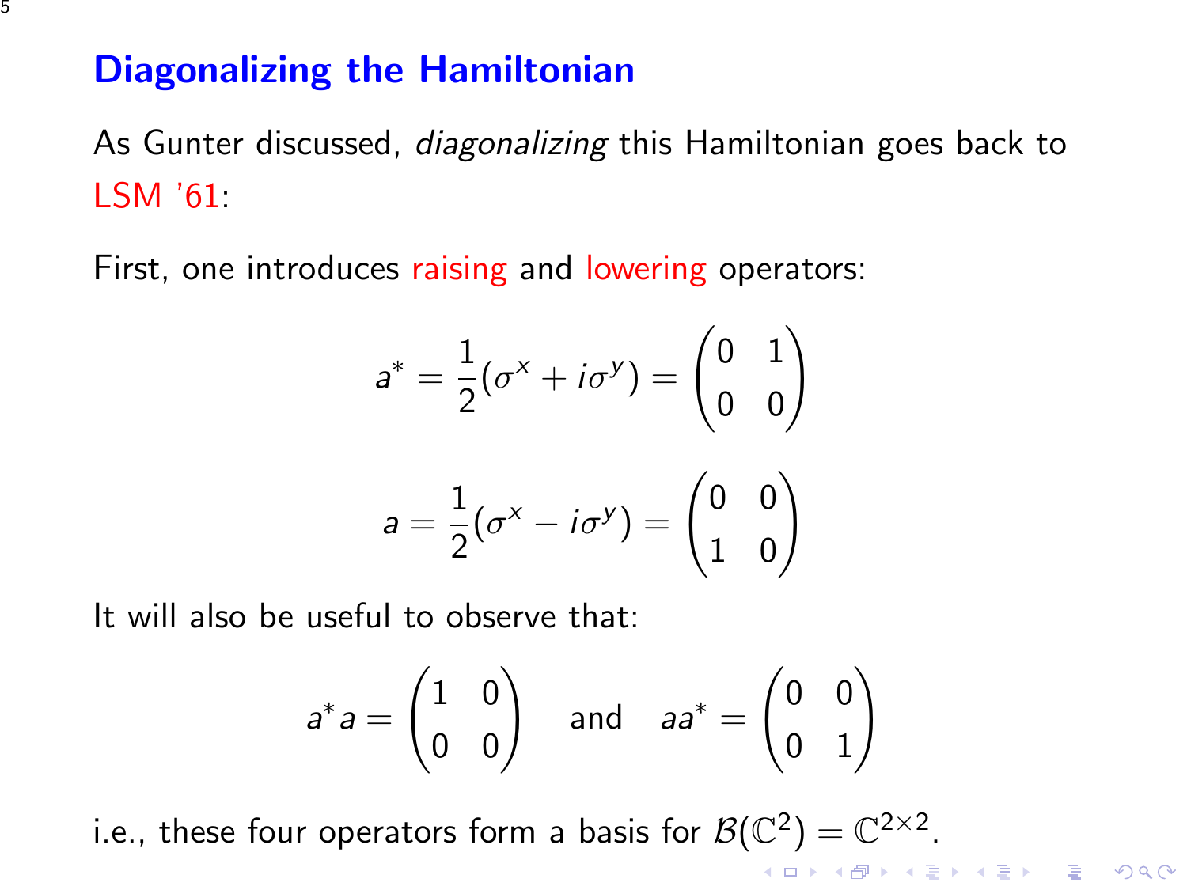## Diagonalizing the Hamiltonian

As Gunter discussed, *diagonalizing* this Hamiltonian goes back to LSM '61:

First, one introduces raising and lowering operators:

$$a^* = \frac{1}{2}(\sigma^x + i\sigma^y) = \begin{pmatrix} 0 & 1 \\ 0 & 0 \end{pmatrix}$$

$$a = \frac{1}{2}(\sigma^x - i\sigma^y) = \begin{pmatrix} 0 & 0 \\ 1 & 0 \end{pmatrix}$$

It will also be useful to observe that:

$$a^*a = \begin{pmatrix} 1 & 0 \\ 0 & 0 \end{pmatrix} \quad \text{and} \quad aa^* = \begin{pmatrix} 0 & 0 \\ 0 & 1 \end{pmatrix}$$

i.e., these four operators form a basis for $\mathcal{B}(\mathbb{C}^2) = \mathbb{C}^{2\times 2}$.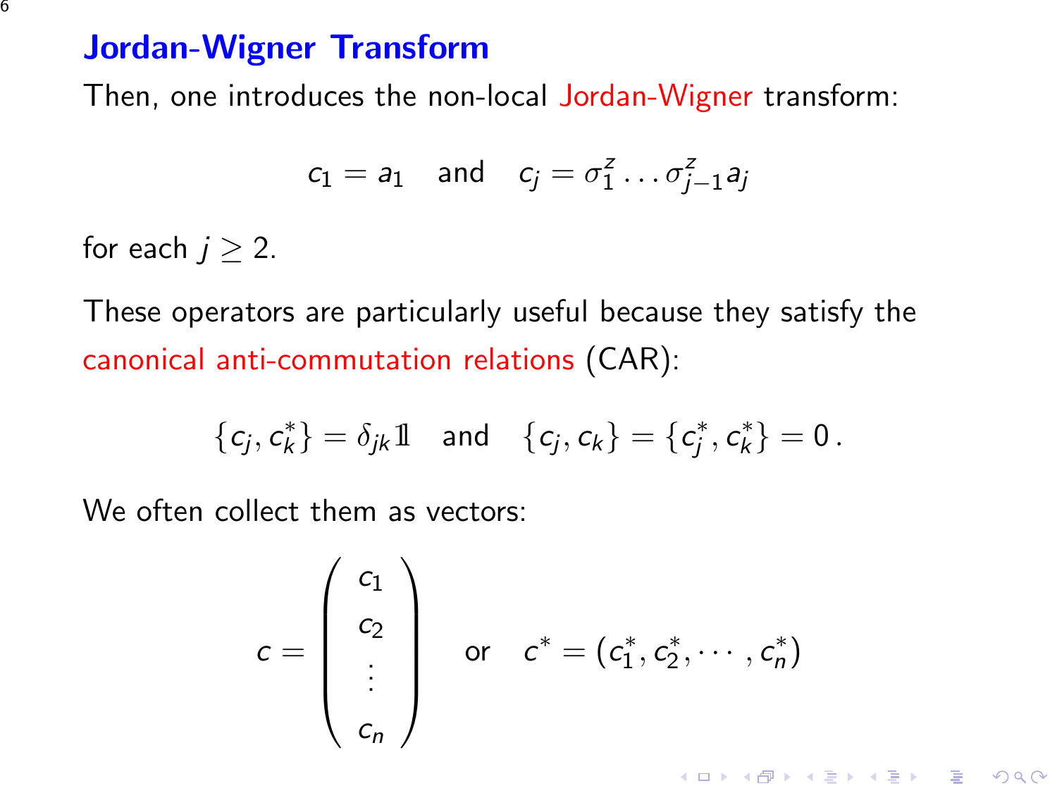# Jordan-Wigner Transform

Then, one introduces the non-local Jordan-Wigner transform:

$$c_1 = a_1 \quad \text{and} \quad c_j = \sigma_1^z \ldots \sigma_{j-1}^z a_j$$

for each $j \geq 2$.

These operators are particularly useful because they satisfy the canonical anti-commutation relations (CAR):

$$\{c_j, c_k^*\} = \delta_{jk} \mathbb{1} \quad \text{and} \quad \{c_j, c_k\} = \{c_j^*, c_k^*\} = 0\,.$$

We often collect them as vectors:

$$c = \begin{pmatrix} c_1 \\ c_2 \\ \vdots \\ c_n \end{pmatrix} \quad \text{or} \quad c^* = (c_1^*, c_2^*, \cdots, c_n^*)$$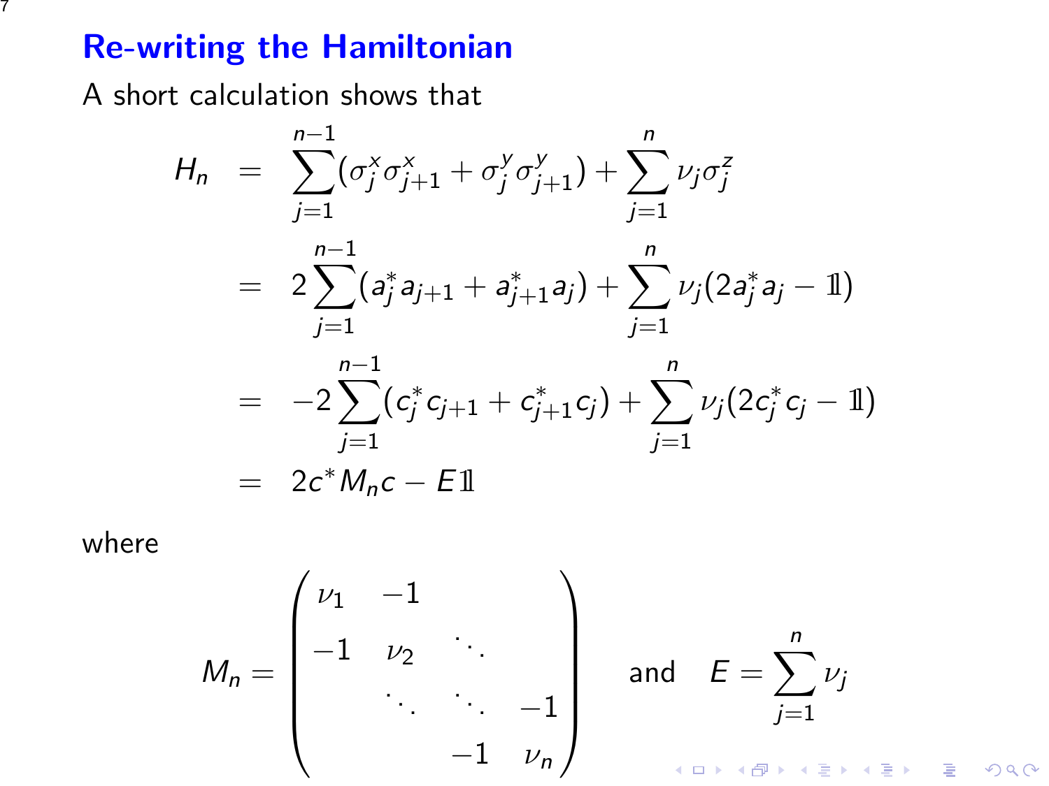## Re-writing the Hamiltonian

A short calculation shows that

$$
\begin{aligned}
H_n &= \sum_{j=1}^{n-1}(\sigma_j^x \sigma_{j+1}^x + \sigma_j^y \sigma_{j+1}^y) + \sum_{j=1}^{n} \nu_j \sigma_j^z \\
&= 2\sum_{j=1}^{n-1}(a_j^* a_{j+1} + a_{j+1}^* a_j) + \sum_{j=1}^{n} \nu_j (2a_j^* a_j - \mathbb{1}) \\
&= -2\sum_{j=1}^{n-1}(c_j^* c_{j+1} + c_{j+1}^* c_j) + \sum_{j=1}^{n} \nu_j (2c_j^* c_j - \mathbb{1}) \\
&= 2c^* M_n c - E\mathbb{1}
\end{aligned}
$$

where

$$
M_n = \begin{pmatrix} \nu_1 & -1 & & \\ -1 & \nu_2 & \ddots & \\ & \ddots & \ddots & -1 \\ & & -1 & \nu_n \end{pmatrix} \quad \text{and} \quad E = \sum_{j=1}^{n} \nu_j
$$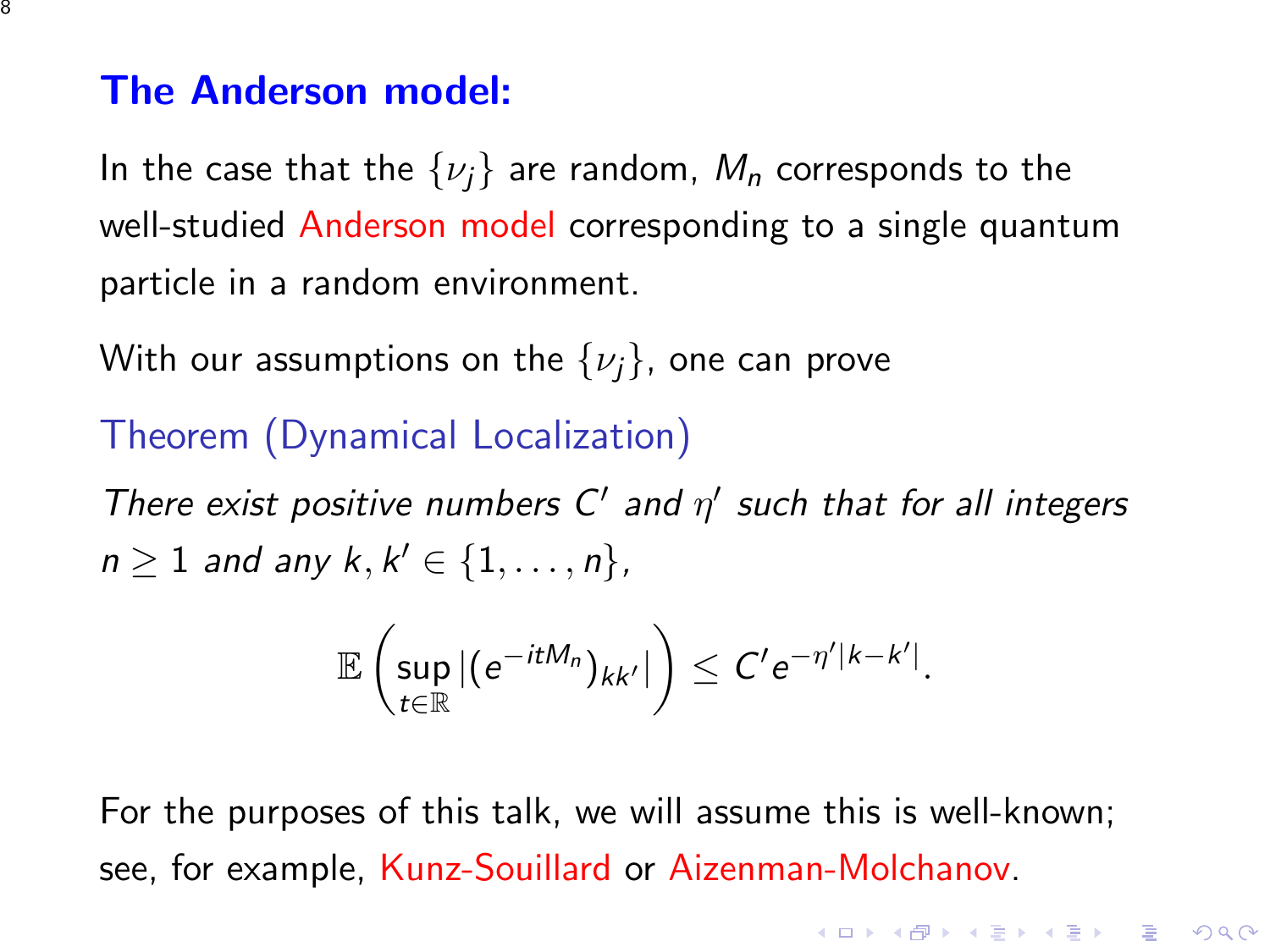## The Anderson model:

In the case that the $\{\nu_j\}$ are random, $M_n$ corresponds to the well-studied Anderson model corresponding to a single quantum particle in a random environment.

With our assumptions on the $\{\nu_j\}$, one can prove

### Theorem (Dynamical Localization)

*There exist positive numbers $C'$ and $\eta'$ such that for all integers $n \geq 1$ and any $k, k' \in \{1, \dots, n\}$,*

$$\mathbb{E}\left( \sup_{t \in \mathbb{R}} |(e^{-itM_n})_{kk'}| \right) \leq C' e^{-\eta' |k-k'|}.$$

For the purposes of this talk, we will assume this is well-known; see, for example, Kunz-Souillard or Aizenman-Molchanov.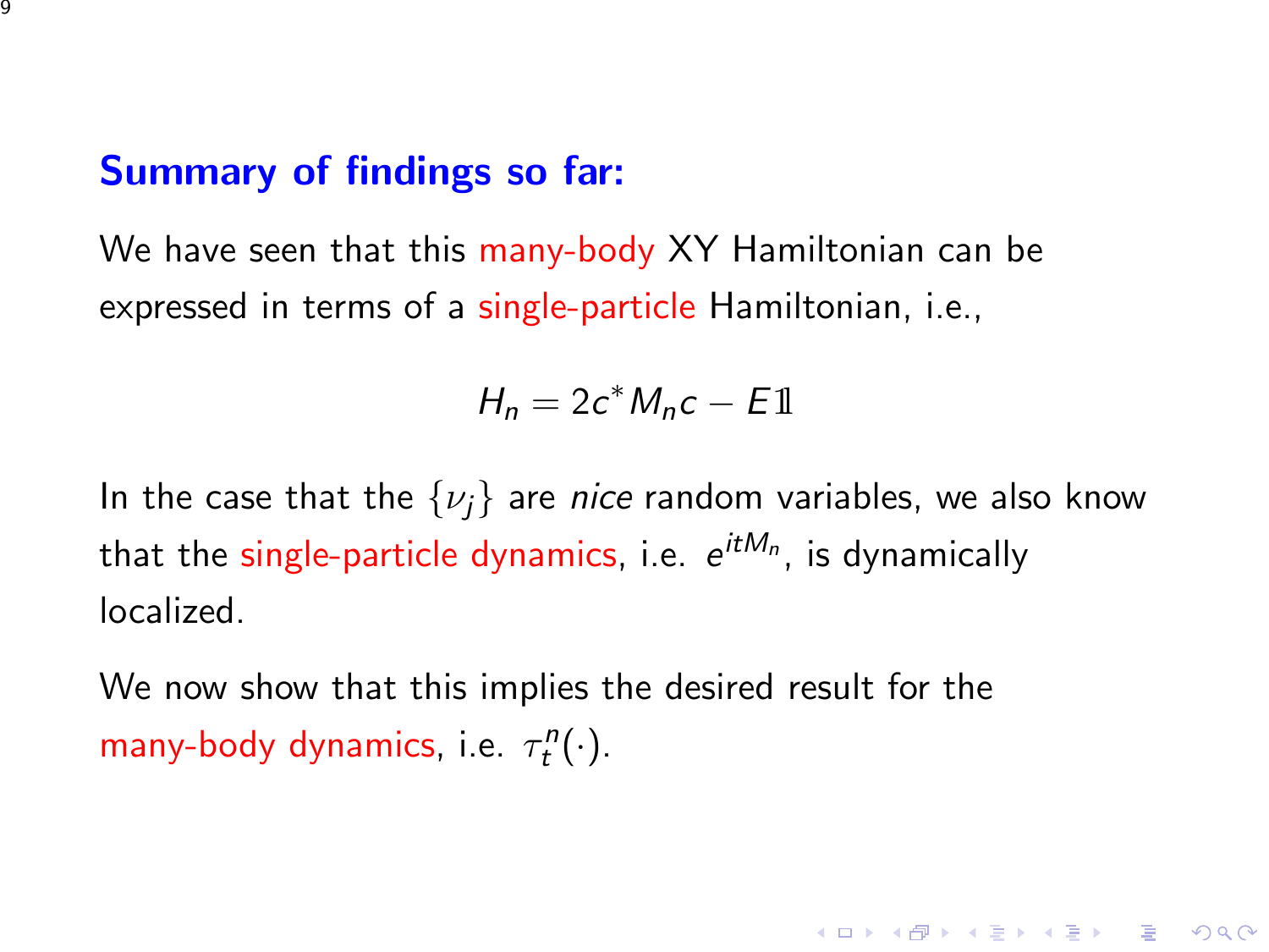## Summary of findings so far:

We have seen that this many-body XY Hamiltonian can be expressed in terms of a single-particle Hamiltonian, i.e.,

$$H_n = 2c^* M_n c - E\mathbb{1}$$

In the case that the $\{\nu_j\}$ are *nice* random variables, we also know that the single-particle dynamics, i.e. $e^{itM_n}$, is dynamically localized.

We now show that this implies the desired result for the many-body dynamics, i.e. $\tau_t^n(\cdot)$.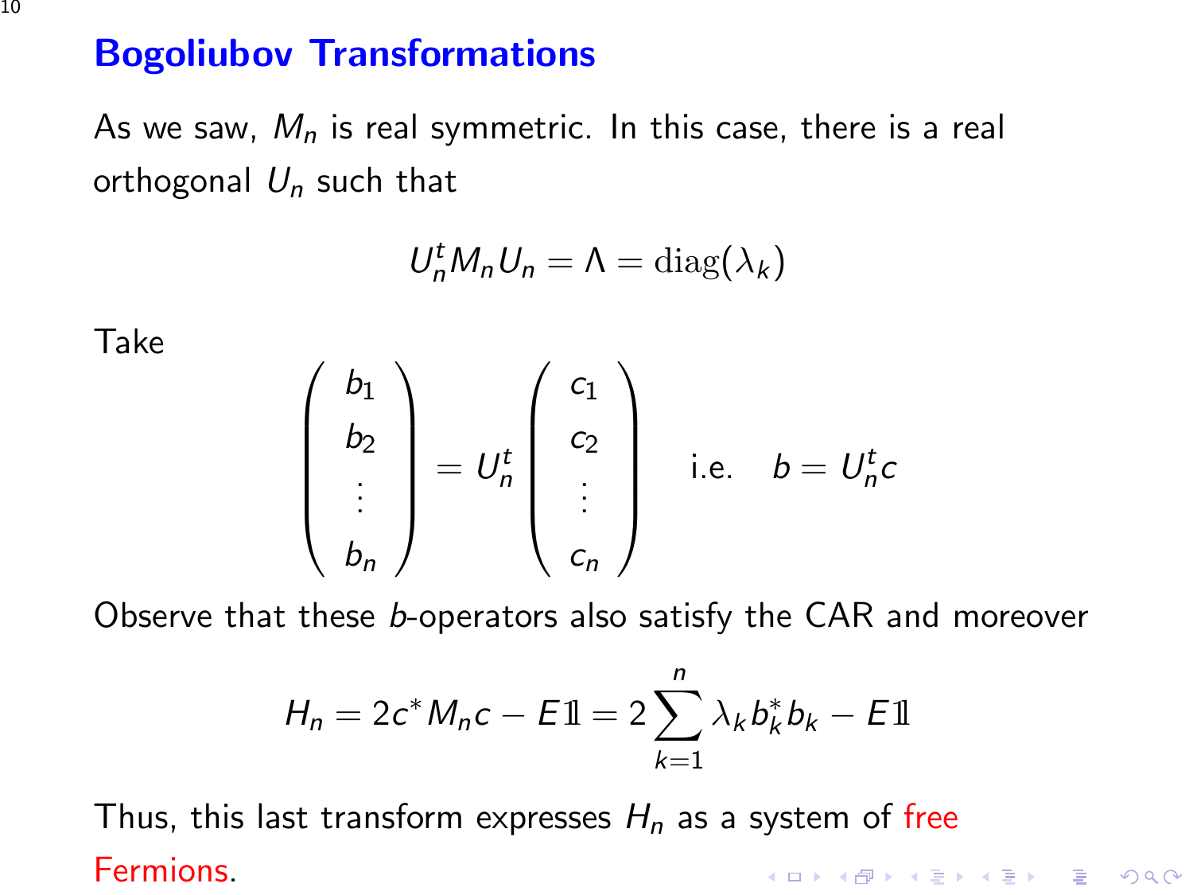# Bogoliubov Transformations

As we saw, $M_n$ is real symmetric. In this case, there is a real orthogonal $U_n$ such that

$$U_n^t M_n U_n = \Lambda = \mathrm{diag}(\lambda_k)$$

Take

$$\begin{pmatrix} b_1 \\ b_2 \\ \vdots \\ b_n \end{pmatrix} = U_n^t \begin{pmatrix} c_1 \\ c_2 \\ \vdots \\ c_n \end{pmatrix} \quad \text{i.e.} \quad b = U_n^t c$$

Observe that these $b$-operators also satisfy the CAR and moreover

$$H_n = 2c^* M_n c - E\mathbb{1} = 2\sum_{k=1}^{n} \lambda_k b_k^* b_k - E\mathbb{1}$$

Thus, this last transform expresses $H_n$ as a system of free Fermions.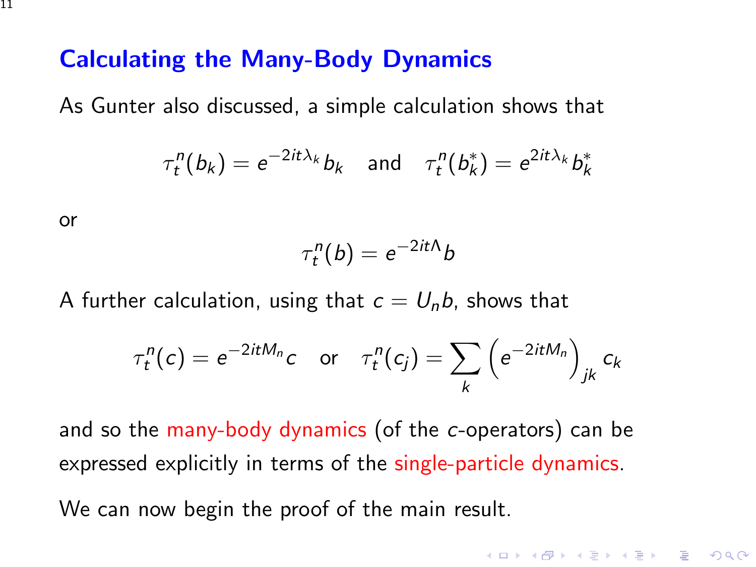## Calculating the Many-Body Dynamics

As Gunter also discussed, a simple calculation shows that

$$\tau_t^n(b_k) = e^{-2it\lambda_k} b_k \quad \text{and} \quad \tau_t^n(b_k^*) = e^{2it\lambda_k} b_k^*$$

or

$$\tau_t^n(b) = e^{-2it\Lambda} b$$

A further calculation, using that $c = U_n b$, shows that

$$\tau_t^n(c) = e^{-2itM_n} c \quad \text{or} \quad \tau_t^n(c_j) = \sum_k \left( e^{-2itM_n} \right)_{jk} c_k$$

and so the many-body dynamics (of the $c$-operators) can be expressed explicitly in terms of the single-particle dynamics.

We can now begin the proof of the main result.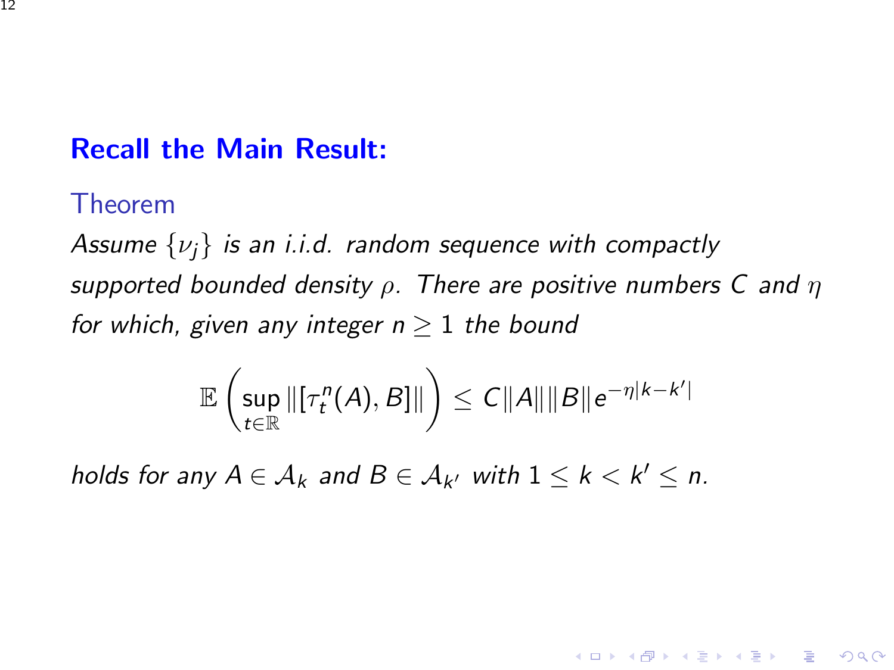## Recall the Main Result:

### Theorem

*Assume $\{\nu_j\}$ is an i.i.d. random sequence with compactly supported bounded density $\rho$. There are positive numbers $C$ and $\eta$ for which, given any integer $n \geq 1$ the bound*

$$\mathbb{E}\left(\sup_{t\in\mathbb{R}} \|[\tau_t^n(A), B]\|\right) \leq C\|A\|\|B\|e^{-\eta|k-k'|}$$

*holds for any $A \in \mathcal{A}_k$ and $B \in \mathcal{A}_{k'}$ with $1 \leq k < k' \leq n$.*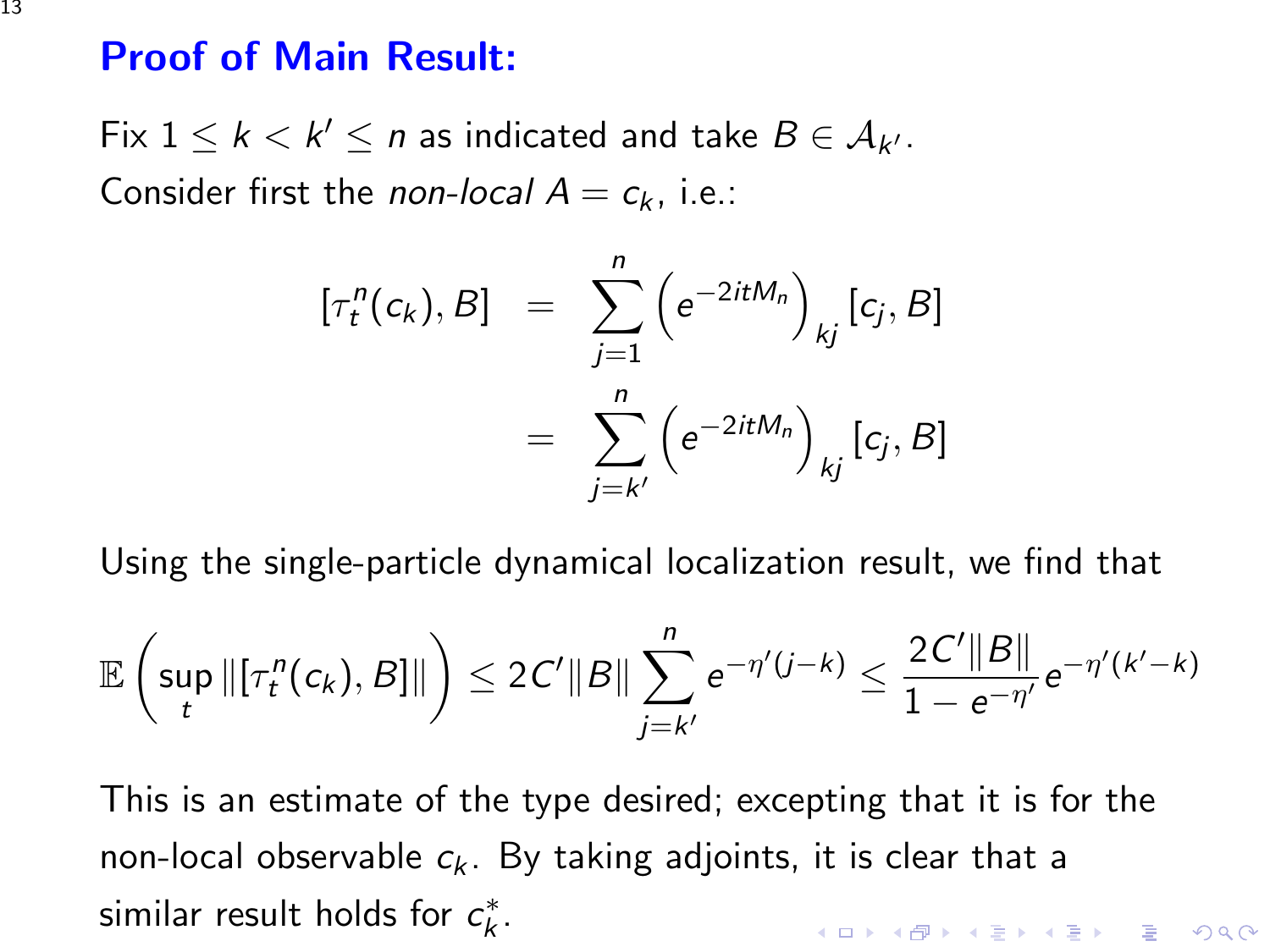## Proof of Main Result:

Fix $1 \leq k < k' \leq n$ as indicated and take $B \in \mathcal{A}_{k'}$.
Consider first the *non-local* $A = c_k$, i.e.:

$$
\begin{aligned}
[\tau_t^n(c_k), B] &= \sum_{j=1}^{n} \left( e^{-2itM_n} \right)_{kj} [c_j, B] \\
&= \sum_{j=k'}^{n} \left( e^{-2itM_n} \right)_{kj} [c_j, B]
\end{aligned}
$$

Using the single-particle dynamical localization result, we find that

$$
\mathbb{E}\left( \sup_t \| [\tau_t^n(c_k), B] \| \right) \leq 2C' \|B\| \sum_{j=k'}^{n} e^{-\eta'(j-k)} \leq \frac{2C'\|B\|}{1 - e^{-\eta'}} e^{-\eta'(k'-k)}
$$

This is an estimate of the type desired; excepting that it is for the non-local observable $c_k$. By taking adjoints, it is clear that a similar result holds for $c_k^*$.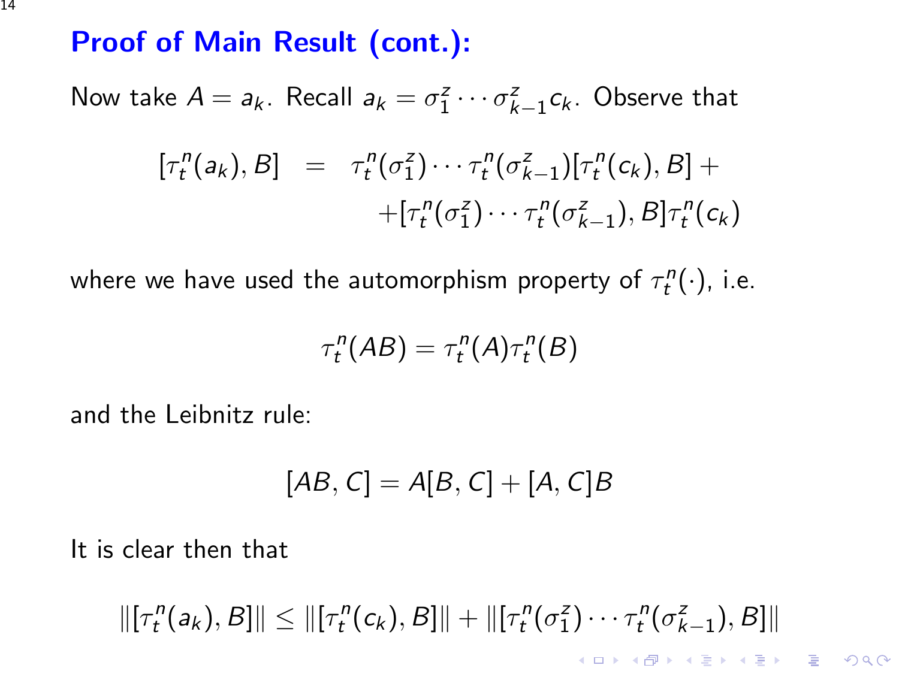## Proof of Main Result (cont.):

Now take $A = a_k$. Recall $a_k = \sigma_1^z \cdots \sigma_{k-1}^z c_k$. Observe that

$$
\begin{aligned}
[\tau_t^n(a_k), B] \;&=\; \tau_t^n(\sigma_1^z) \cdots \tau_t^n(\sigma_{k-1}^z)[\tau_t^n(c_k), B] + \\
&\qquad + [\tau_t^n(\sigma_1^z) \cdots \tau_t^n(\sigma_{k-1}^z), B]\tau_t^n(c_k)
\end{aligned}
$$

where we have used the automorphism property of $\tau_t^n(\cdot)$, i.e.

$$
\tau_t^n(AB) = \tau_t^n(A)\tau_t^n(B)
$$

and the Leibnitz rule:

$$
[AB, C] = A[B, C] + [A, C]B
$$

It is clear then that

$$
\|[\tau_t^n(a_k), B]\| \leq \|[\tau_t^n(c_k), B]\| + \|[\tau_t^n(\sigma_1^z) \cdots \tau_t^n(\sigma_{k-1}^z), B]\|
$$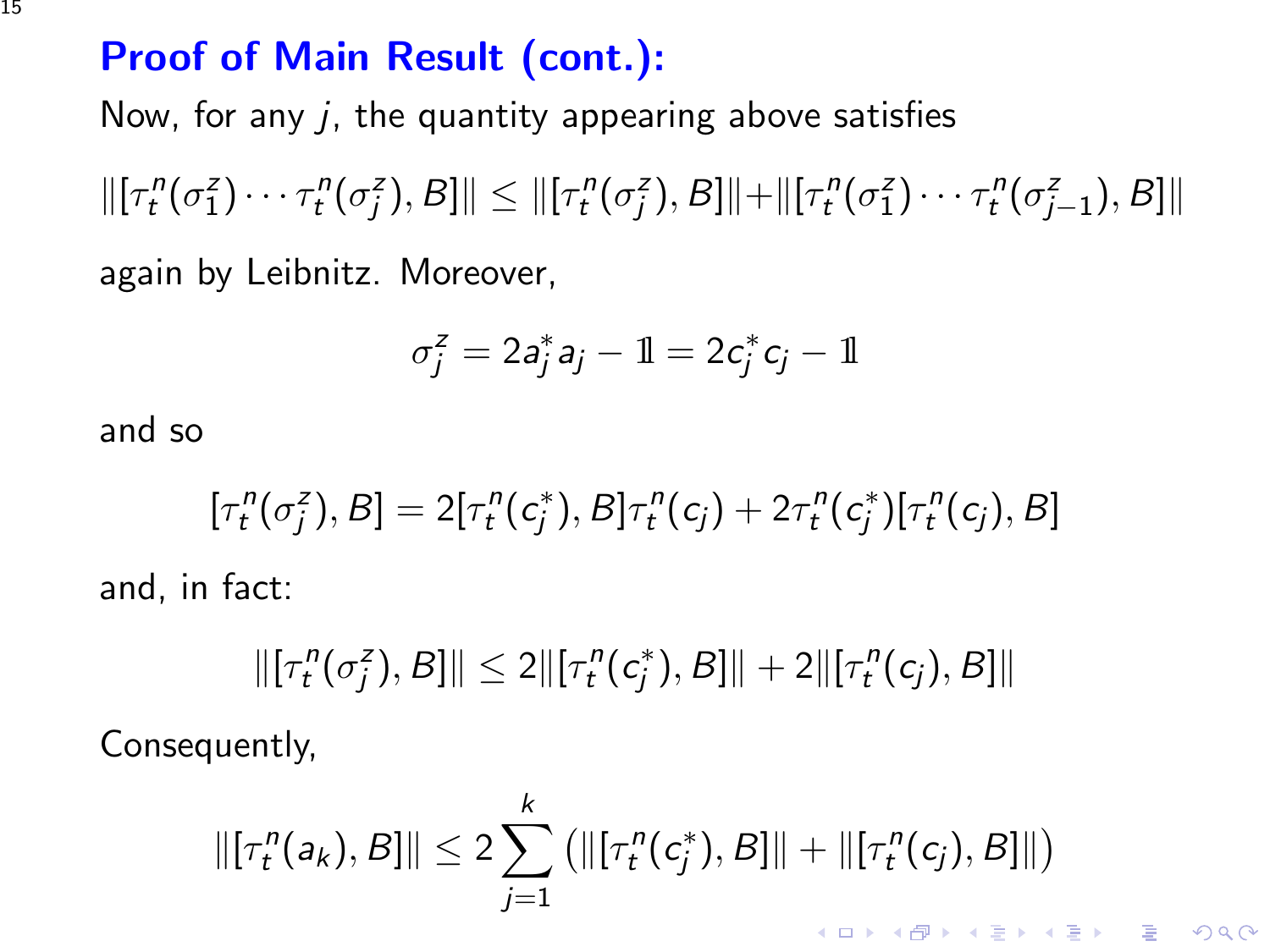## Proof of Main Result (cont.):

Now, for any $j$, the quantity appearing above satisfies

$$\|[\tau_t^n(\sigma_1^z)\cdots\tau_t^n(\sigma_j^z), B]\| \leq \|[\tau_t^n(\sigma_j^z), B]\| + \|[\tau_t^n(\sigma_1^z)\cdots\tau_t^n(\sigma_{j-1}^z), B]\|$$

again by Leibnitz. Moreover,

$$\sigma_j^z = 2a_j^* a_j - \mathbb{1} = 2c_j^* c_j - \mathbb{1}$$

and so

$$[\tau_t^n(\sigma_j^z), B] = 2[\tau_t^n(c_j^*), B]\tau_t^n(c_j) + 2\tau_t^n(c_j^*)[\tau_t^n(c_j), B]$$

and, in fact:

$$\|[\tau_t^n(\sigma_j^z), B]\| \leq 2\|[\tau_t^n(c_j^*), B]\| + 2\|[\tau_t^n(c_j), B]\|$$

Consequently,

$$\|[\tau_t^n(a_k), B]\| \leq 2\sum_{j=1}^{k}\left(\|[\tau_t^n(c_j^*), B]\| + \|[\tau_t^n(c_j), B]\|\right)$$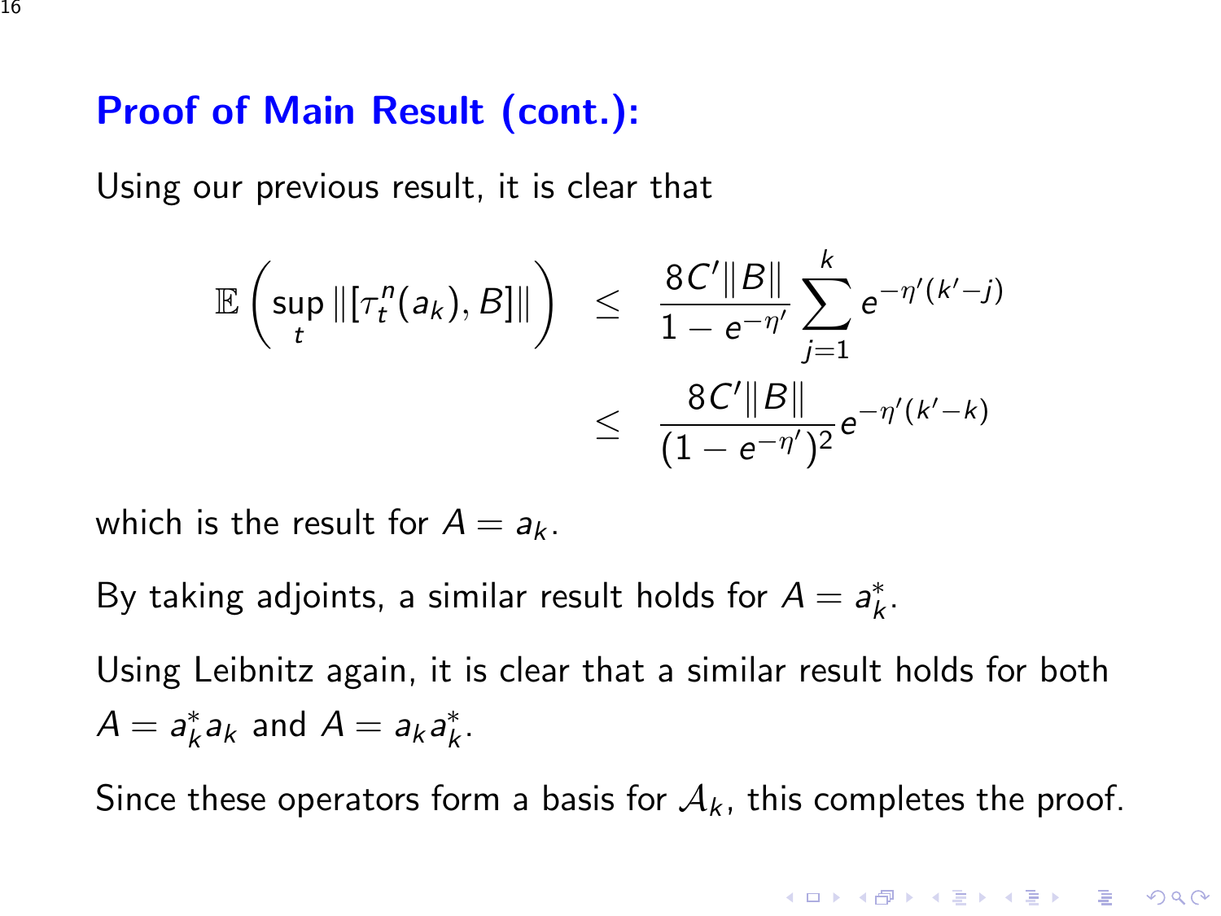## Proof of Main Result (cont.):

Using our previous result, it is clear that

$$
\begin{aligned}
\mathbb{E}\left( \sup_t \| [\tau_t^n(a_k), B] \| \right) &\leq \frac{8C'\|B\|}{1 - e^{-\eta'}} \sum_{j=1}^{k} e^{-\eta'(k'-j)} \\
&\leq \frac{8C'\|B\|}{(1 - e^{-\eta'})^2} e^{-\eta'(k'-k)}
\end{aligned}
$$

which is the result for $A = a_k$.

By taking adjoints, a similar result holds for $A = a_k^*$.

Using Leibnitz again, it is clear that a similar result holds for both $A = a_k^* a_k$ and $A = a_k a_k^*$.

Since these operators form a basis for $\mathcal{A}_k$, this completes the proof.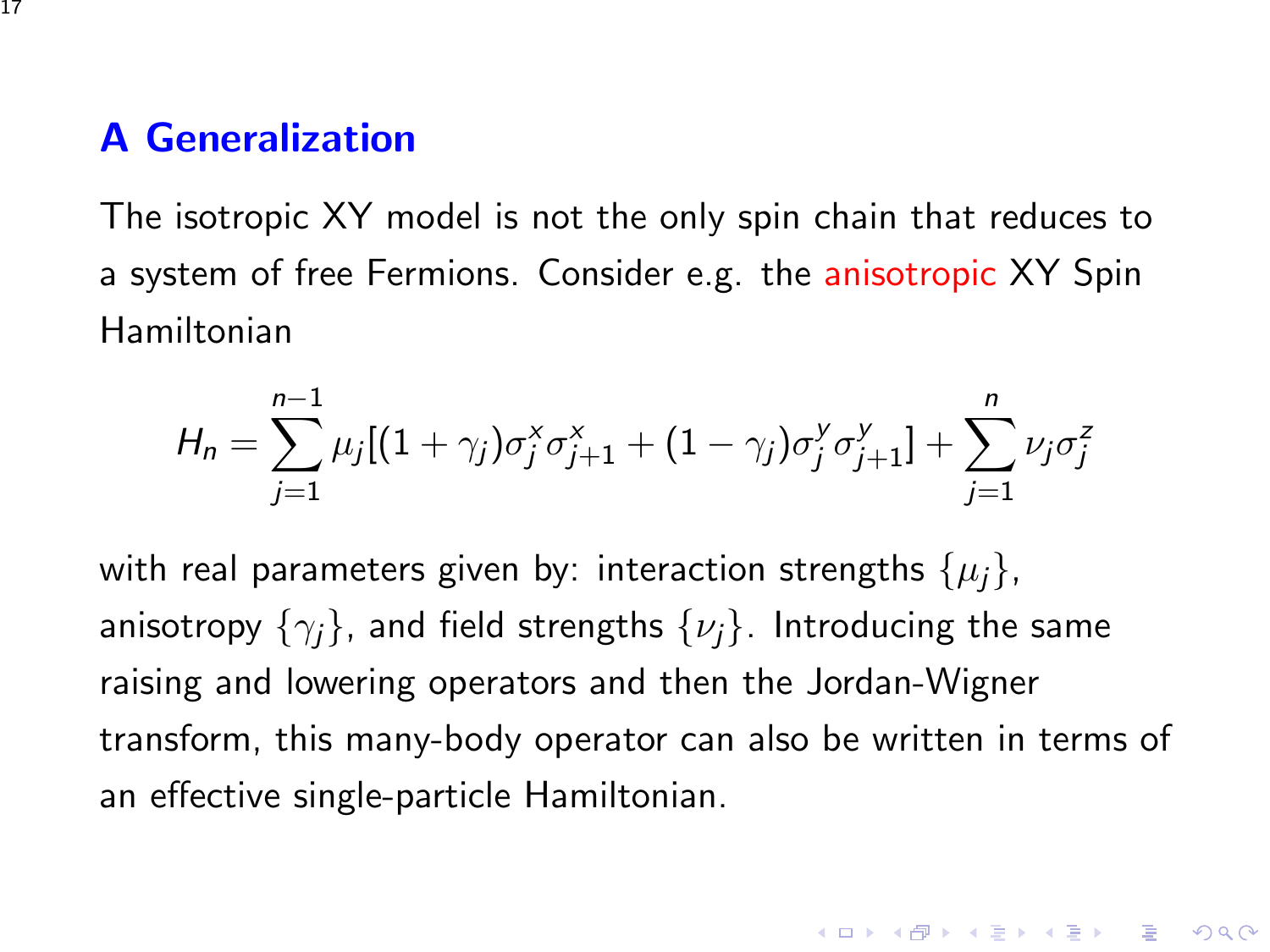## A Generalization

The isotropic XY model is not the only spin chain that reduces to a system of free Fermions. Consider e.g. the anisotropic XY Spin Hamiltonian

$$H_n = \sum_{j=1}^{n-1} \mu_j [(1+\gamma_j)\sigma_j^x \sigma_{j+1}^x + (1-\gamma_j)\sigma_j^y \sigma_{j+1}^y] + \sum_{j=1}^{n} \nu_j \sigma_j^z$$

with real parameters given by: interaction strengths $\{\mu_j\}$, anisotropy $\{\gamma_j\}$, and field strengths $\{\nu_j\}$. Introducing the same raising and lowering operators and then the Jordan-Wigner transform, this many-body operator can also be written in terms of an effective single-particle Hamiltonian.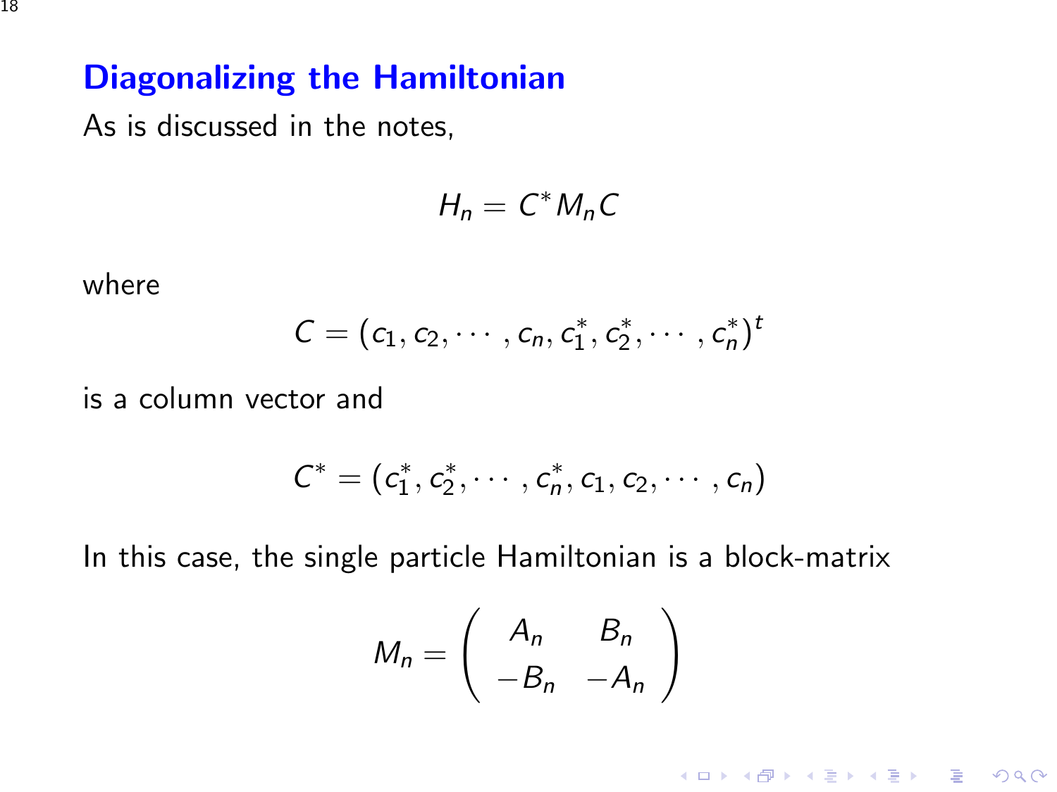## Diagonalizing the Hamiltonian

As is discussed in the notes,

$$H_n = C^* M_n C$$

where

$$C = (c_1, c_2, \cdots, c_n, c_1^*, c_2^*, \cdots, c_n^*)^t$$

is a column vector and

$$C^* = (c_1^*, c_2^*, \cdots, c_n^*, c_1, c_2, \cdots, c_n)$$

In this case, the single particle Hamiltonian is a block-matrix

$$M_n = \begin{pmatrix} A_n & B_n \\ -B_n & -A_n \end{pmatrix}$$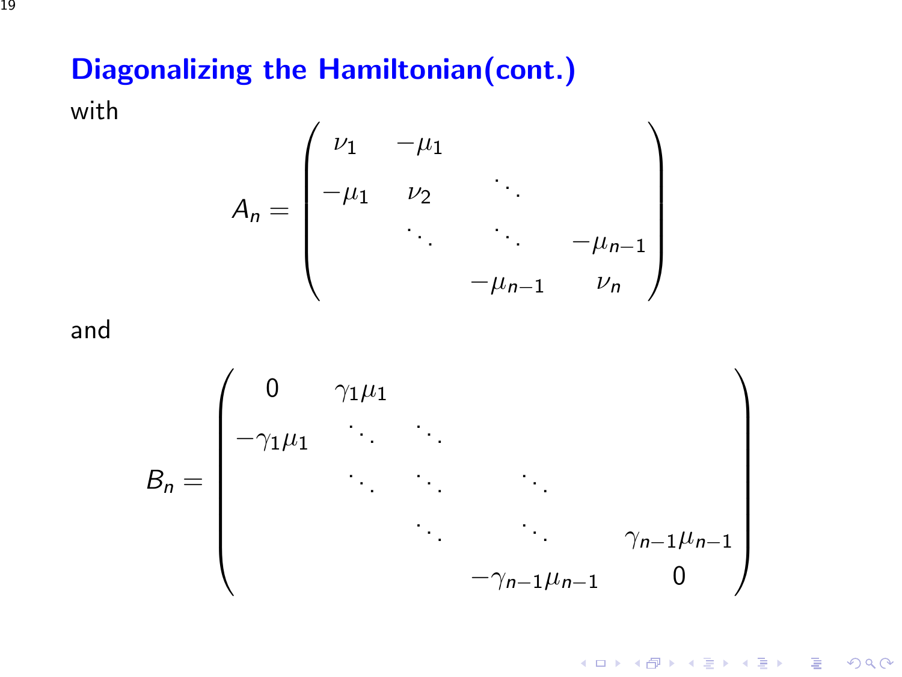## Diagonalizing the Hamiltonian(cont.)

with

$$A_n = \begin{pmatrix} \nu_1 & -\mu_1 & & \\ -\mu_1 & \nu_2 & \ddots & \\ & \ddots & \ddots & -\mu_{n-1} \\ & & -\mu_{n-1} & \nu_n \end{pmatrix}$$

and

$$B_n = \begin{pmatrix} 0 & \gamma_1\mu_1 & & & \\ -\gamma_1\mu_1 & \ddots & \ddots & & \\ & \ddots & \ddots & \ddots & \\ & & \ddots & \ddots & \gamma_{n-1}\mu_{n-1} \\ & & & -\gamma_{n-1}\mu_{n-1} & 0 \end{pmatrix}$$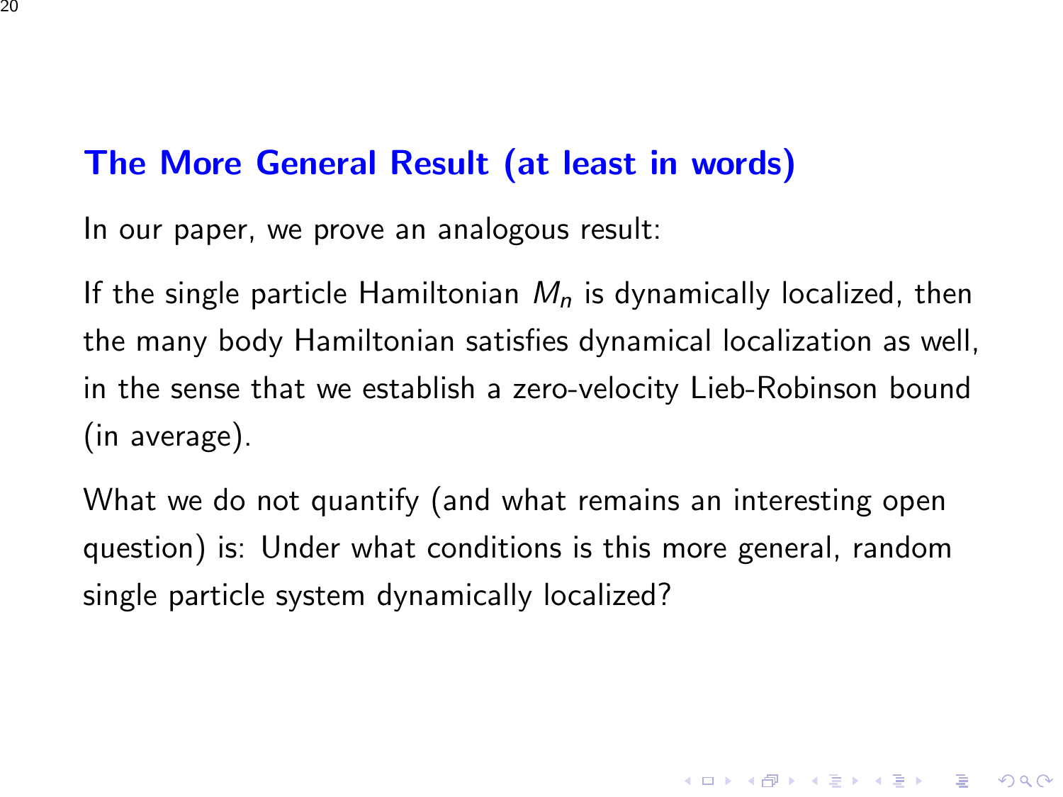## The More General Result (at least in words)

In our paper, we prove an analogous result:

If the single particle Hamiltonian $M_n$ is dynamically localized, then the many body Hamiltonian satisfies dynamical localization as well, in the sense that we establish a zero-velocity Lieb-Robinson bound (in average).

What we do not quantify (and what remains an interesting open question) is: Under what conditions is this more general, random single particle system dynamically localized?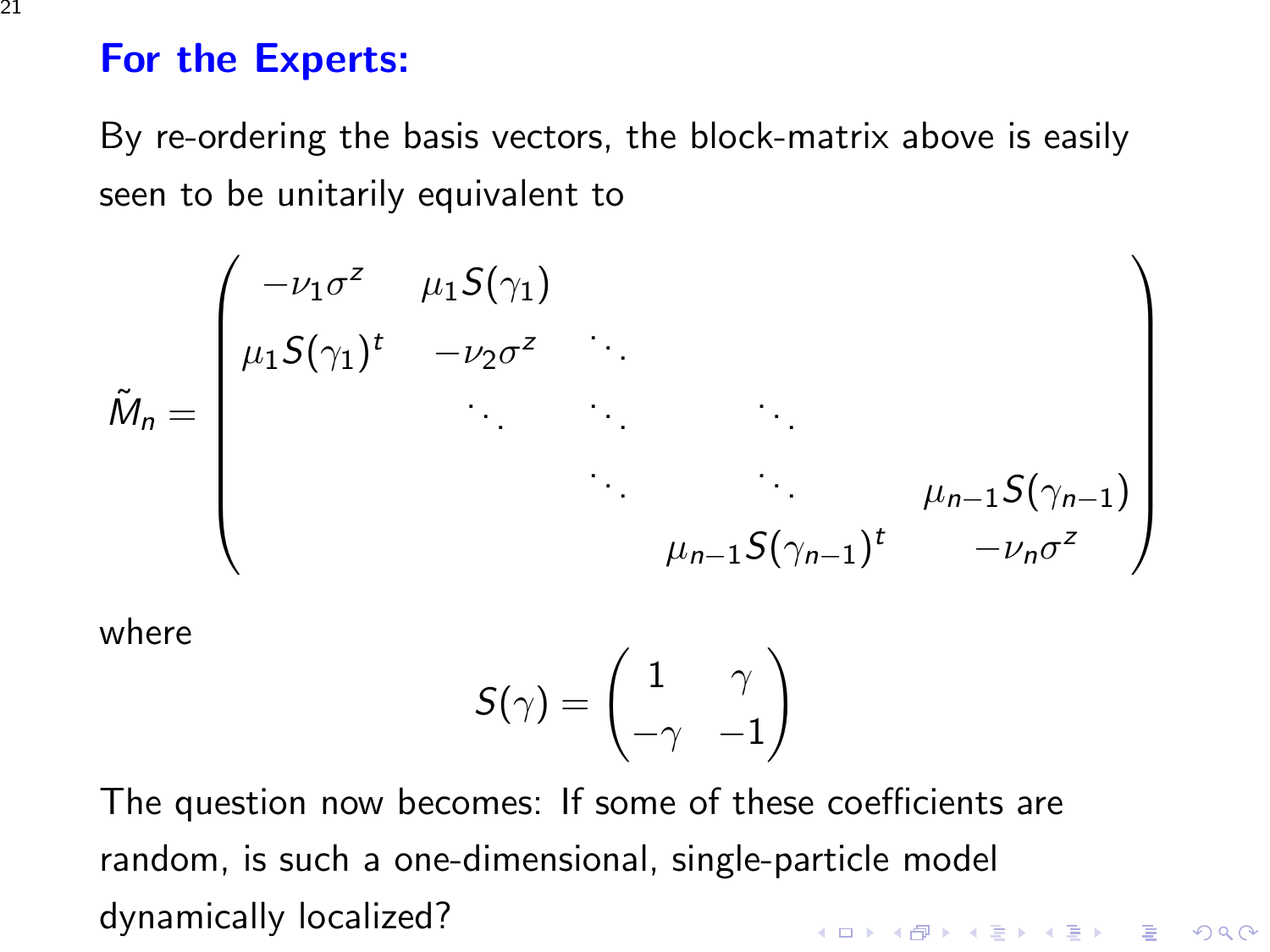## For the Experts:

By re-ordering the basis vectors, the block-matrix above is easily seen to be unitarily equivalent to

$$
\tilde{M}_n = \begin{pmatrix}
-\nu_1 \sigma^z & \mu_1 S(\gamma_1) & & & \\
\mu_1 S(\gamma_1)^t & -\nu_2 \sigma^z & \ddots & & \\
 & \ddots & \ddots & \ddots & \\
 & & \ddots & \ddots & \mu_{n-1} S(\gamma_{n-1}) \\
 & & & \mu_{n-1} S(\gamma_{n-1})^t & -\nu_n \sigma^z
\end{pmatrix}
$$

where

$$
S(\gamma) = \begin{pmatrix} 1 & \gamma \\ -\gamma & -1 \end{pmatrix}
$$

The question now becomes: If some of these coefficients are random, is such a one-dimensional, single-particle model dynamically localized?